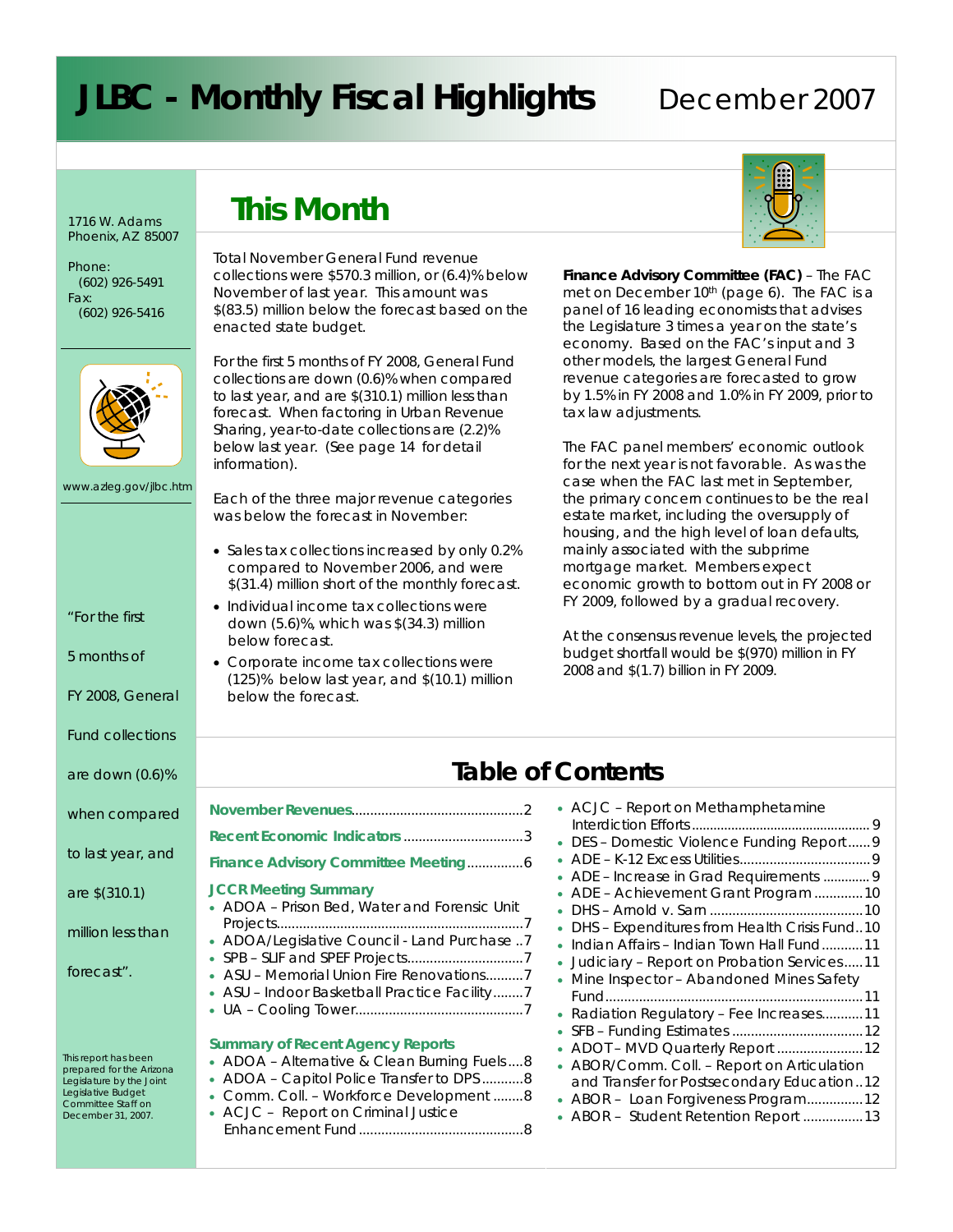# JLBC - Monthly Fiscal Highlights

December 2007

1716 W. Adams
Phoenix, AZ 85007

Phone:
(602) 926-5491
Fax:
(602) 926-5416

www.azleg.gov/jlbc.htm

"For the first 5 months of FY 2008, General Fund collections are down (0.6)% when compared to last year, and are $(310.1) million less than forecast".

This report has been prepared for the Arizona Legislature by the Joint Legislative Budget Committee Staff on December 31, 2007.

## This Month

Total November General Fund revenue collections were $570.3 million, or (6.4)% below November of last year. This amount was $(83.5) million below the forecast based on the enacted state budget.

For the first 5 months of FY 2008, General Fund collections are down (0.6)% when compared to last year, and are $(310.1) million less than forecast. When factoring in Urban Revenue Sharing, year-to-date collections are (2.2)% below last year. (See page 14 for detail information).

Each of the three major revenue categories was below the forecast in November:

- Sales tax collections increased by only 0.2% compared to November 2006, and were $(31.4) million short of the monthly forecast.
- Individual income tax collections were down (5.6)%, which was $(34.3) million below forecast.
- Corporate income tax collections were (125)% below last year, and $(10.1) million below the forecast.

**Finance Advisory Committee (FAC)** – The FAC met on December 10th (page 6). The FAC is a panel of 16 leading economists that advises the Legislature 3 times a year on the state's economy. Based on the FAC's input and 3 other models, the largest General Fund revenue categories are forecasted to grow by 1.5% in FY 2008 and 1.0% in FY 2009, prior to tax law adjustments.

The FAC panel members' economic outlook for the next year is not favorable. As was the case when the FAC last met in September, the primary concern continues to be the real estate market, including the oversupply of housing, and the high level of loan defaults, mainly associated with the subprime mortgage market. Members expect economic growth to bottom out in FY 2008 or FY 2009, followed by a gradual recovery.

At the consensus revenue levels, the projected budget shortfall would be $(970) million in FY 2008 and $(1.7) billion in FY 2009.

## Table of Contents

**November Revenues**..............................................2

**Recent Economic Indicators**................................3

**Finance Advisory Committee Meeting**...............6

**JCCR Meeting Summary**

- ADOA – Prison Bed, Water and Forensic Unit Projects..................................................................7
- ADOA/Legislative Council - Land Purchase ..7
- SPB – SLIF and SPEF Projects...............................7
- ASU – Memorial Union Fire Renovations..........7
- ASU – Indoor Basketball Practice Facility........7
- UA – Cooling Tower.............................................7

**Summary of Recent Agency Reports**

- ADOA – Alternative & Clean Burning Fuels....8
- ADOA – Capitol Police Transfer to DPS...........8
- Comm. Coll. – Workforce Development ........8
- ACJC – Report on Criminal Justice Enhancement Fund............................................8
- ACJC – Report on Methamphetamine Interdiction Efforts.................................................9
- DES – Domestic Violence Funding Report......9
- ADE – K-12 Excess Utilities...................................9
- ADE – Increase in Grad Requirements ............9
- ADE – Achievement Grant Program .............10
- DHS – Arnold v. Sarn .........................................10
- DHS – Expenditures from Health Crisis Fund..10
- Indian Affairs – Indian Town Hall Fund...........11
- Judiciary – Report on Probation Services.....11
- Mine Inspector – Abandoned Mines Safety Fund.....................................................................11
- Radiation Regulatory – Fee Increases...........11
- SFB – Funding Estimates ...................................12
- ADOT – MVD Quarterly Report .......................12
- ABOR/Comm. Coll. – Report on Articulation and Transfer for Postsecondary Education ..12
- ABOR – Loan Forgiveness Program...............12
- ABOR – Student Retention Report ................13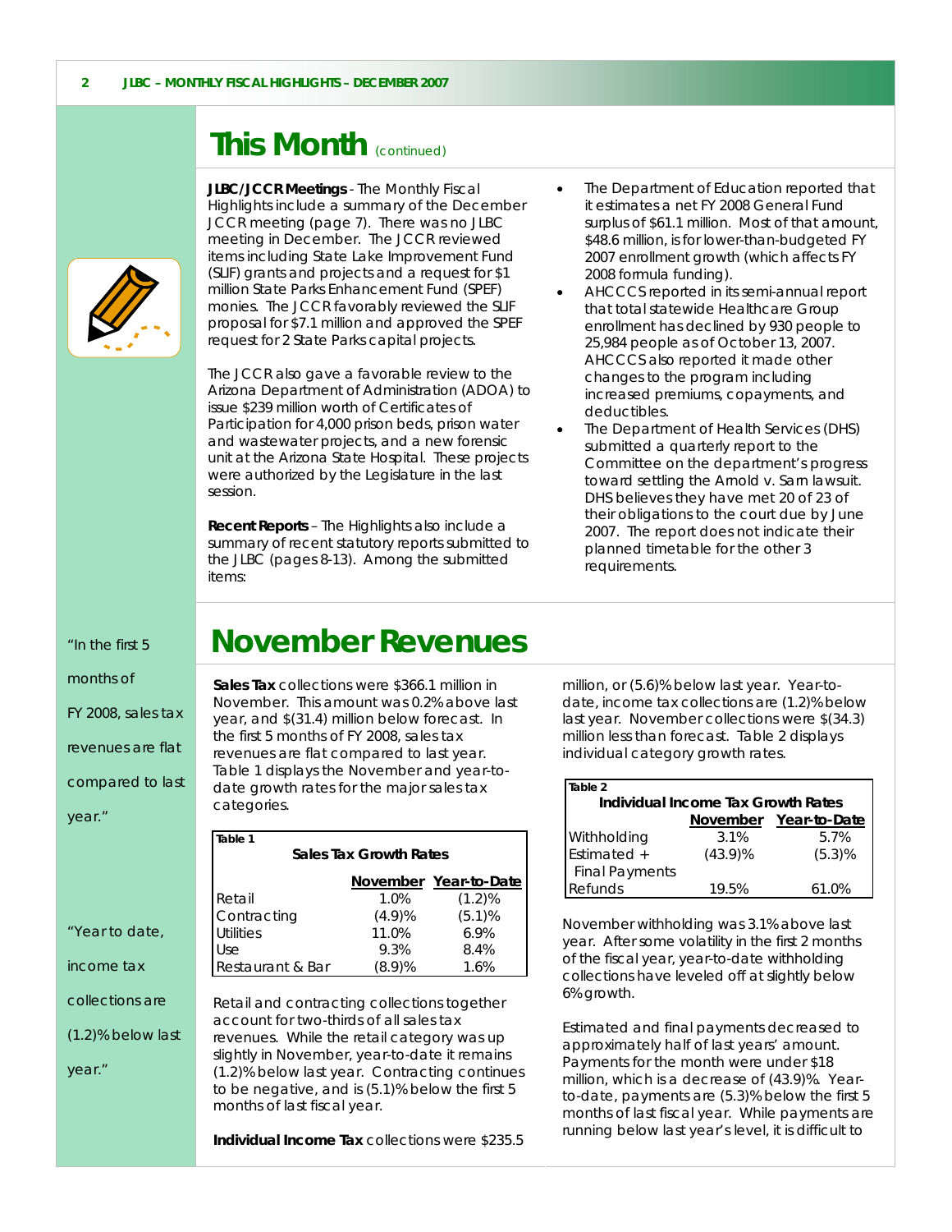# This Month (continued)

**JLBC/JCCR Meetings** - The Monthly Fiscal Highlights include a summary of the December JCCR meeting (page 7). There was no JLBC meeting in December. The JCCR reviewed items including State Lake Improvement Fund (SLIF) grants and projects and a request for $1 million State Parks Enhancement Fund (SPEF) monies. The JCCR favorably reviewed the SLIF proposal for $7.1 million and approved the SPEF request for 2 State Parks capital projects.

The JCCR also gave a favorable review to the Arizona Department of Administration (ADOA) to issue $239 million worth of Certificates of Participation for 4,000 prison beds, prison water and wastewater projects, and a new forensic unit at the Arizona State Hospital. These projects were authorized by the Legislature in the last session.

**Recent Reports** – The Highlights also include a summary of recent statutory reports submitted to the JLBC (pages 8-13). Among the submitted items:

- The Department of Education reported that it estimates a net FY 2008 General Fund surplus of $61.1 million. Most of that amount, $48.6 million, is for lower-than-budgeted FY 2007 enrollment growth (which affects FY 2008 formula funding).
- AHCCCS reported in its semi-annual report that total statewide Healthcare Group enrollment has declined by 930 people to 25,984 people as of October 13, 2007. AHCCCS also reported it made other changes to the program including increased premiums, copayments, and deductibles.
- The Department of Health Services (DHS) submitted a quarterly report to the Committee on the department's progress toward settling the Arnold v. Sarn lawsuit. DHS believes they have met 20 of 23 of their obligations to the court due by June 2007. The report does not indicate their planned timetable for the other 3 requirements.

# November Revenues

"In the first 5 months of FY 2008, sales tax revenues are flat compared to last year."

"Year to date, income tax collections are (1.2)% below last year."

**Sales Tax** collections were $366.1 million in November. This amount was 0.2% above last year, and $(31.4) million below forecast. In the first 5 months of FY 2008, sales tax revenues are flat compared to last year. Table 1 displays the November and year-to-date growth rates for the major sales tax categories.

**Table 1**
**Sales Tax Growth Rates**

| | November | Year-to-Date |
|---|---|---|
| Retail | 1.0% | (1.2)% |
| Contracting | (4.9)% | (5.1)% |
| Utilities | 11.0% | 6.9% |
| Use | 9.3% | 8.4% |
| Restaurant & Bar | (8.9)% | 1.6% |

Retail and contracting collections together account for two-thirds of all sales tax revenues. While the retail category was up slightly in November, year-to-date it remains (1.2)% below last year. Contracting continues to be negative, and is (5.1)% below the first 5 months of last fiscal year.

**Individual Income Tax** collections were $235.5 million, or (5.6)% below last year. Year-to-date, income tax collections are (1.2)% below last year. November collections were $(34.3) million less than forecast. Table 2 displays individual category growth rates.

**Table 2**
**Individual Income Tax Growth Rates**

| | November | Year-to-Date |
|---|---|---|
| Withholding | 3.1% | 5.7% |
| Estimated + Final Payments | (43.9)% | (5.3)% |
| Refunds | 19.5% | 61.0% |

November withholding was 3.1% above last year. After some volatility in the first 2 months of the fiscal year, year-to-date withholding collections have leveled off at slightly below 6% growth.

Estimated and final payments decreased to approximately half of last years' amount. Payments for the month were under $18 million, which is a decrease of (43.9)%. Year-to-date, payments are (5.3)% below the first 5 months of last fiscal year. While payments are running below last year's level, it is difficult to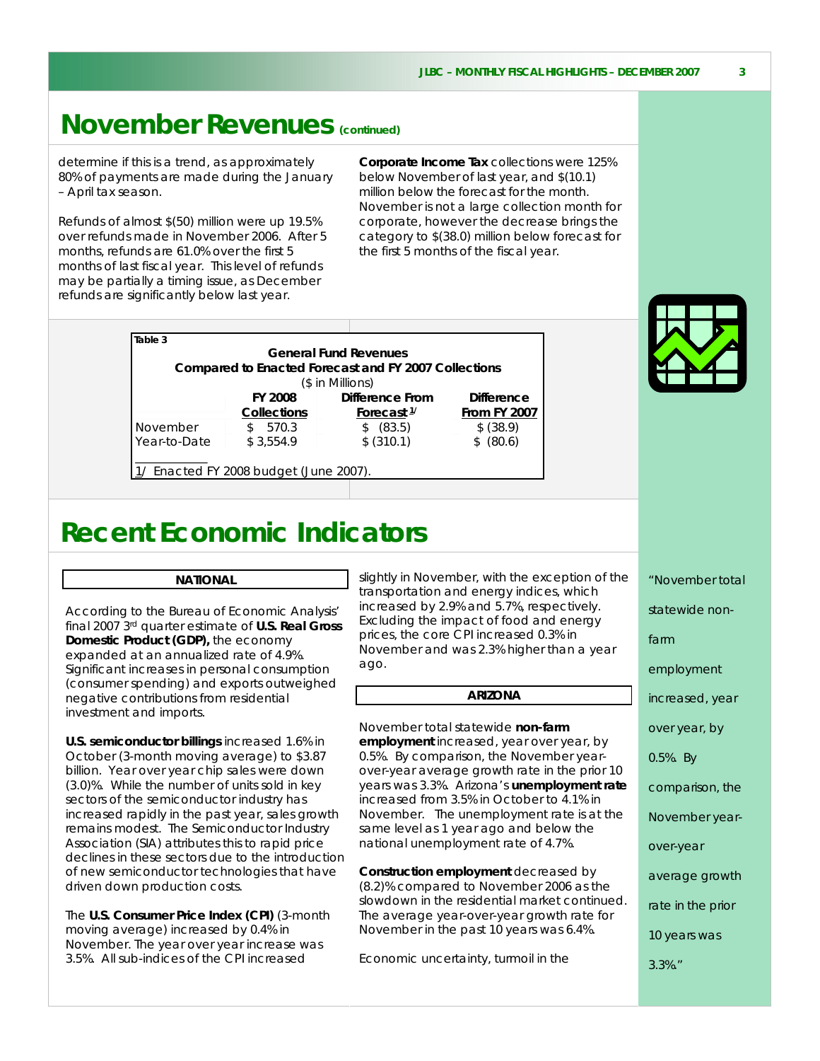# November Revenues (continued)

determine if this is a trend, as approximately 80% of payments are made during the January – April tax season.

Refunds of almost $(50) million were up 19.5% over refunds made in November 2006. After 5 months, refunds are 61.0% over the first 5 months of last fiscal year. This level of refunds may be partially a timing issue, as December refunds are significantly below last year.

**Corporate Income Tax** collections were 125% below November of last year, and $(10.1) million below the forecast for the month. November is not a large collection month for corporate, however the decrease brings the category to $(38.0) million below forecast for the first 5 months of the fiscal year.

**Table 3**

**General Fund Revenues**
**Compared to Enacted Forecast and FY 2007 Collections**
($ in Millions)

| | FY 2008 Collections | Difference From Forecast [1/] | Difference From FY 2007 |
|---|---|---|---|
| November | $ 570.3 | $ (83.5) | $ (38.9) |
| Year-to-Date | $ 3,554.9 | $ (310.1) | $ (80.6) |

1/ Enacted FY 2008 budget (June 2007).

# Recent Economic Indicators

## NATIONAL

According to the Bureau of Economic Analysis' final 2007 3rd quarter estimate of **U.S. Real Gross Domestic Product (GDP),** the economy expanded at an annualized rate of 4.9%. Significant increases in personal consumption (consumer spending) and exports outweighed negative contributions from residential investment and imports.

**U.S. semiconductor billings** increased 1.6% in October (3-month moving average) to $3.87 billion. Year over year chip sales were down (3.0)%. While the number of units sold in key sectors of the semiconductor industry has increased rapidly in the past year, sales growth remains modest. The Semiconductor Industry Association (SIA) attributes this to rapid price declines in these sectors due to the introduction of new semiconductor technologies that have driven down production costs.

The **U.S. Consumer Price Index (CPI)** (3-month moving average) increased by 0.4% in November. The year over year increase was 3.5%. All sub-indices of the CPI increased slightly in November, with the exception of the transportation and energy indices, which increased by 2.9% and 5.7%, respectively. Excluding the impact of food and energy prices, the core CPI increased 0.3% in November and was 2.3% higher than a year ago.

## ARIZONA

November total statewide **non-farm employment** increased, year over year, by 0.5%. By comparison, the November year-over-year average growth rate in the prior 10 years was 3.3%. Arizona's **unemployment rate** increased from 3.5% in October to 4.1% in November. The unemployment rate is at the same level as 1 year ago and below the national unemployment rate of 4.7%.

**Construction employment** decreased by (8.2)% compared to November 2006 as the slowdown in the residential market continued. The average year-over-year growth rate for November in the past 10 years was 6.4%.

Economic uncertainty, turmoil in the

"November total statewide non-farm employment increased, year over year, by 0.5%. By comparison, the November year-over-year average growth rate in the prior 10 years was 3.3%."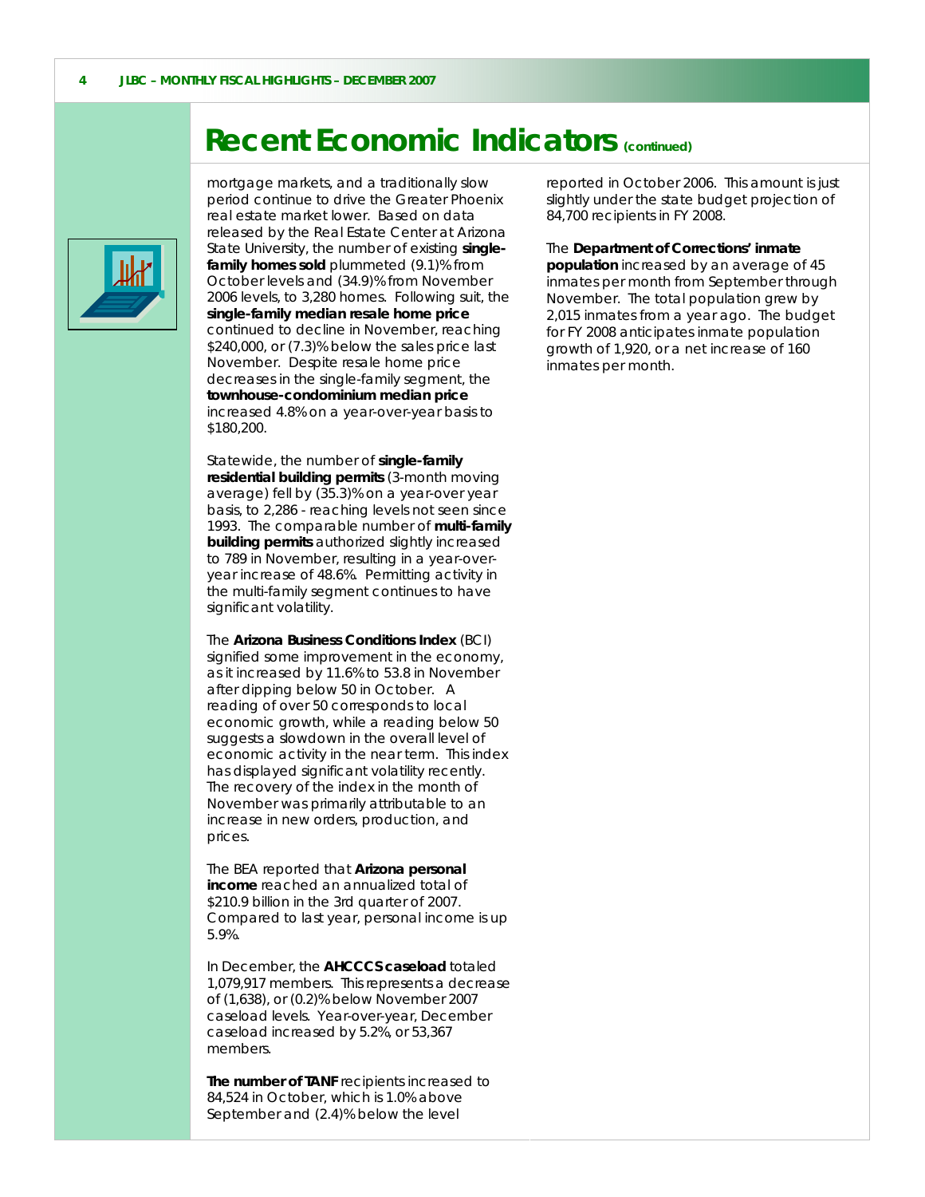# Recent Economic Indicators (continued)

mortgage markets, and a traditionally slow period continue to drive the Greater Phoenix real estate market lower. Based on data released by the Real Estate Center at Arizona State University, the number of existing **single-family homes sold** plummeted (9.1)% from October levels and (34.9)% from November 2006 levels, to 3,280 homes. Following suit, the **single-family median resale home price** continued to decline in November, reaching $240,000, or (7.3)% below the sales price last November. Despite resale home price decreases in the single-family segment, the **townhouse-condominium median price** increased 4.8% on a year-over-year basis to $180,200.

Statewide, the number of **single-family residential building permits** (3-month moving average) fell by (35.3)% on a year-over year basis, to 2,286 - reaching levels not seen since 1993. The comparable number of **multi-family building permits** authorized slightly increased to 789 in November, resulting in a year-over-year increase of 48.6%. Permitting activity in the multi-family segment continues to have significant volatility.

The **Arizona Business Conditions Index** (BCI) signified some improvement in the economy, as it increased by 11.6% to 53.8 in November after dipping below 50 in October. A reading of over 50 corresponds to local economic growth, while a reading below 50 suggests a slowdown in the overall level of economic activity in the near term. This index has displayed significant volatility recently. The recovery of the index in the month of November was primarily attributable to an increase in new orders, production, and prices.

The BEA reported that **Arizona personal income** reached an annualized total of $210.9 billion in the 3rd quarter of 2007. Compared to last year, personal income is up 5.9%.

In December, the **AHCCCS caseload** totaled 1,079,917 members. This represents a decrease of (1,638), or (0.2)% below November 2007 caseload levels. Year-over-year, December caseload increased by 5.2%, or 53,367 members.

**The number of TANF** recipients increased to 84,524 in October, which is 1.0% above September and (2.4)% below the level reported in October 2006. This amount is just slightly under the state budget projection of 84,700 recipients in FY 2008.

The **Department of Corrections' inmate population** increased by an average of 45 inmates per month from September through November. The total population grew by 2,015 inmates from a year ago. The budget for FY 2008 anticipates inmate population growth of 1,920, or a net increase of 160 inmates per month.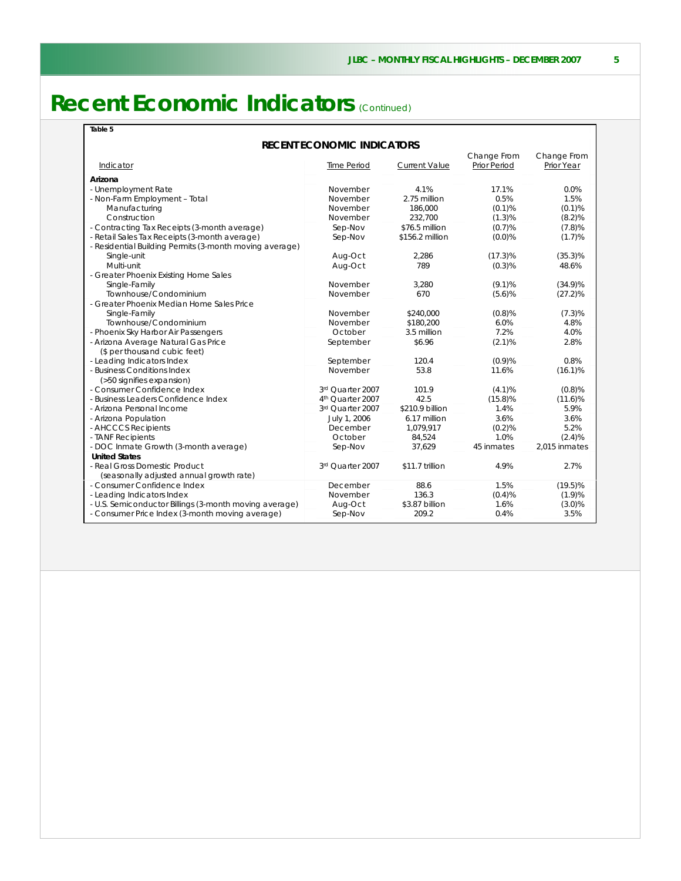# Recent Economic Indicators (Continued)

**Table 5**

**RECENT ECONOMIC INDICATORS**

| Indicator | Time Period | Current Value | Change From Prior Period | Change From Prior Year |
|---|---|---|---|---|
| **Arizona** | | | | |
| - Unemployment Rate | November | 4.1% | 17.1% | 0.0% |
| - Non-Farm Employment – Total | November | 2.75 million | 0.5% | 1.5% |
| Manufacturing | November | 186,000 | (0.1)% | (0.1)% |
| Construction | November | 232,700 | (1.3)% | (8.2)% |
| - Contracting Tax Receipts (3-month average) | Sep-Nov | $76.5 million | (0.7)% | (7.8)% |
| - Retail Sales Tax Receipts (3-month average) | Sep-Nov | $156.2 million | (0.0)% | (1.7)% |
| - Residential Building Permits (3-month moving average) | | | | |
| Single-unit | Aug-Oct | 2,286 | (17.3)% | (35.3)% |
| Multi-unit | Aug-Oct | 789 | (0.3)% | 48.6% |
| - Greater Phoenix Existing Home Sales | | | | |
| Single-Family | November | 3,280 | (9.1)% | (34.9)% |
| Townhouse/Condominium | November | 670 | (5.6)% | (27.2)% |
| - Greater Phoenix Median Home Sales Price | | | | |
| Single-Family | November | $240,000 | (0.8)% | (7.3)% |
| Townhouse/Condominium | November | $180,200 | 6.0% | 4.8% |
| - Phoenix Sky Harbor Air Passengers | October | 3.5 million | 7.2% | 4.0% |
| - Arizona Average Natural Gas Price ($ per thousand cubic feet) | September | $6.96 | (2.1)% | 2.8% |
| - Leading Indicators Index | September | 120.4 | (0.9)% | 0.8% |
| - Business Conditions Index (>50 signifies expansion) | November | 53.8 | 11.6% | (16.1)% |
| - Consumer Confidence Index | 3rd Quarter 2007 | 101.9 | (4.1)% | (0.8)% |
| - Business Leaders Confidence Index | 4th Quarter 2007 | 42.5 | (15.8)% | (11.6)% |
| - Arizona Personal Income | 3rd Quarter 2007 | $210.9 billion | 1.4% | 5.9% |
| - Arizona Population | July 1, 2006 | 6.17 million | 3.6% | 3.6% |
| - AHCCCS Recipients | December | 1,079,917 | (0.2)% | 5.2% |
| - TANF Recipients | October | 84,524 | 1.0% | (2.4)% |
| - DOC Inmate Growth (3-month average) | Sep-Nov | 37,629 | 45 inmates | 2,015 inmates |
| **United States** | | | | |
| - Real Gross Domestic Product (seasonally adjusted annual growth rate) | 3rd Quarter 2007 | $11.7 trillion | 4.9% | 2.7% |
| - Consumer Confidence Index | December | 88.6 | 1.5% | (19.5)% |
| - Leading Indicators Index | November | 136.3 | (0.4)% | (1.9)% |
| - U.S. Semiconductor Billings (3-month moving average) | Aug-Oct | $3.87 billion | 1.6% | (3.0)% |
| - Consumer Price Index (3-month moving average) | Sep-Nov | 209.2 | 0.4% | 3.5% |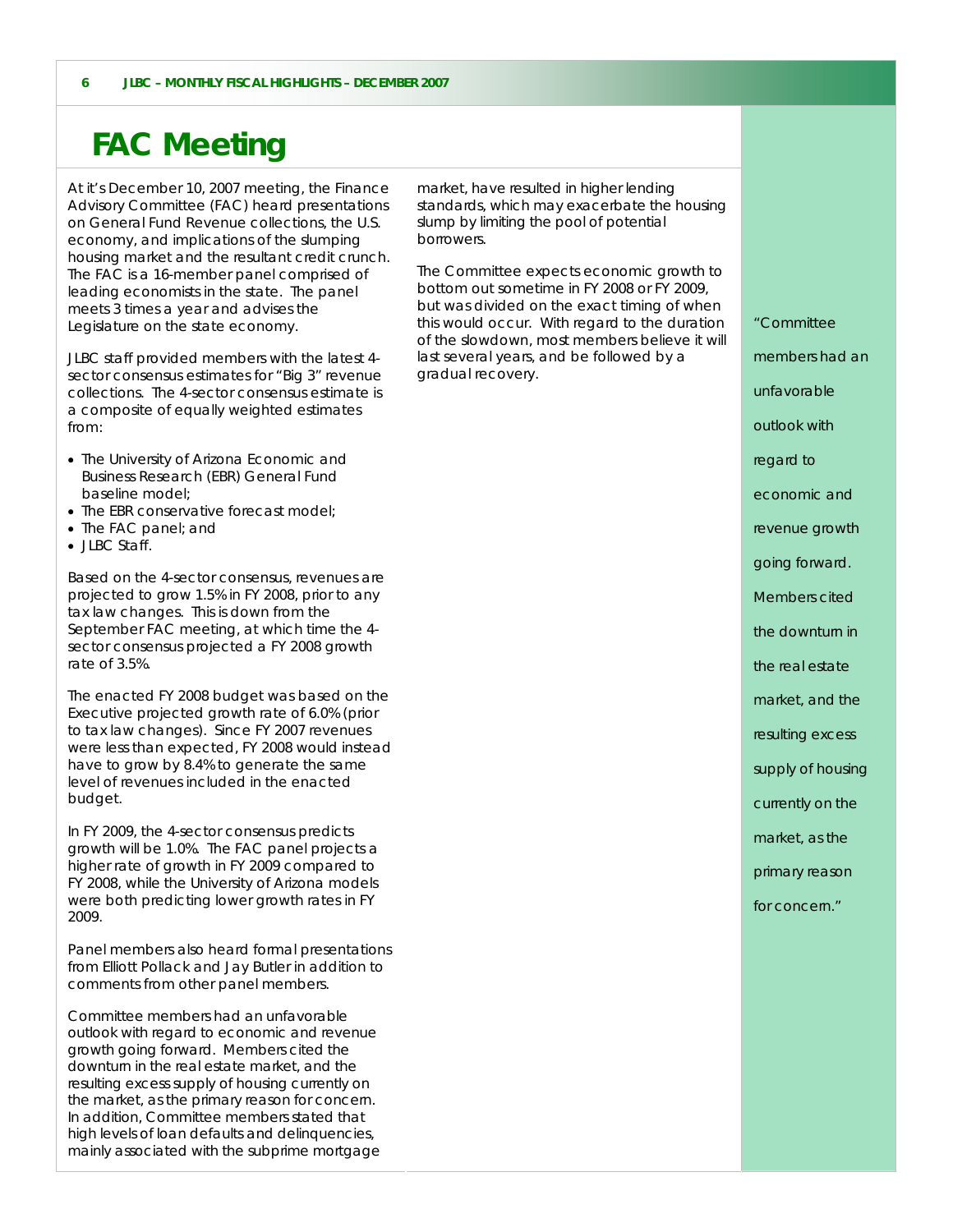# FAC Meeting

At it's December 10, 2007 meeting, the Finance Advisory Committee (FAC) heard presentations on General Fund Revenue collections, the U.S. economy, and implications of the slumping housing market and the resultant credit crunch. The FAC is a 16-member panel comprised of leading economists in the state. The panel meets 3 times a year and advises the Legislature on the state economy.

JLBC staff provided members with the latest 4-sector consensus estimates for "Big 3" revenue collections. The 4-sector consensus estimate is a composite of equally weighted estimates from:

- The University of Arizona Economic and Business Research (EBR) General Fund baseline model;
- The EBR conservative forecast model;
- The FAC panel; and
- JLBC Staff.

Based on the 4-sector consensus, revenues are projected to grow 1.5% in FY 2008, prior to any tax law changes. This is down from the September FAC meeting, at which time the 4-sector consensus projected a FY 2008 growth rate of 3.5%.

The enacted FY 2008 budget was based on the Executive projected growth rate of 6.0% (prior to tax law changes). Since FY 2007 revenues were less than expected, FY 2008 would instead have to grow by 8.4% to generate the same level of revenues included in the enacted budget.

In FY 2009, the 4-sector consensus predicts growth will be 1.0%. The FAC panel projects a higher rate of growth in FY 2009 compared to FY 2008, while the University of Arizona models were both predicting lower growth rates in FY 2009.

Panel members also heard formal presentations from Elliott Pollack and Jay Butler in addition to comments from other panel members.

Committee members had an unfavorable outlook with regard to economic and revenue growth going forward. Members cited the downturn in the real estate market, and the resulting excess supply of housing currently on the market, as the primary reason for concern. In addition, Committee members stated that high levels of loan defaults and delinquencies, mainly associated with the subprime mortgage market, have resulted in higher lending standards, which may exacerbate the housing slump by limiting the pool of potential borrowers.

The Committee expects economic growth to bottom out sometime in FY 2008 or FY 2009, but was divided on the exact timing of when this would occur. With regard to the duration of the slowdown, most members believe it will last several years, and be followed by a gradual recovery.

*"Committee members had an unfavorable outlook with regard to economic and revenue growth going forward. Members cited the downturn in the real estate market, and the resulting excess supply of housing currently on the market, as the primary reason for concern."*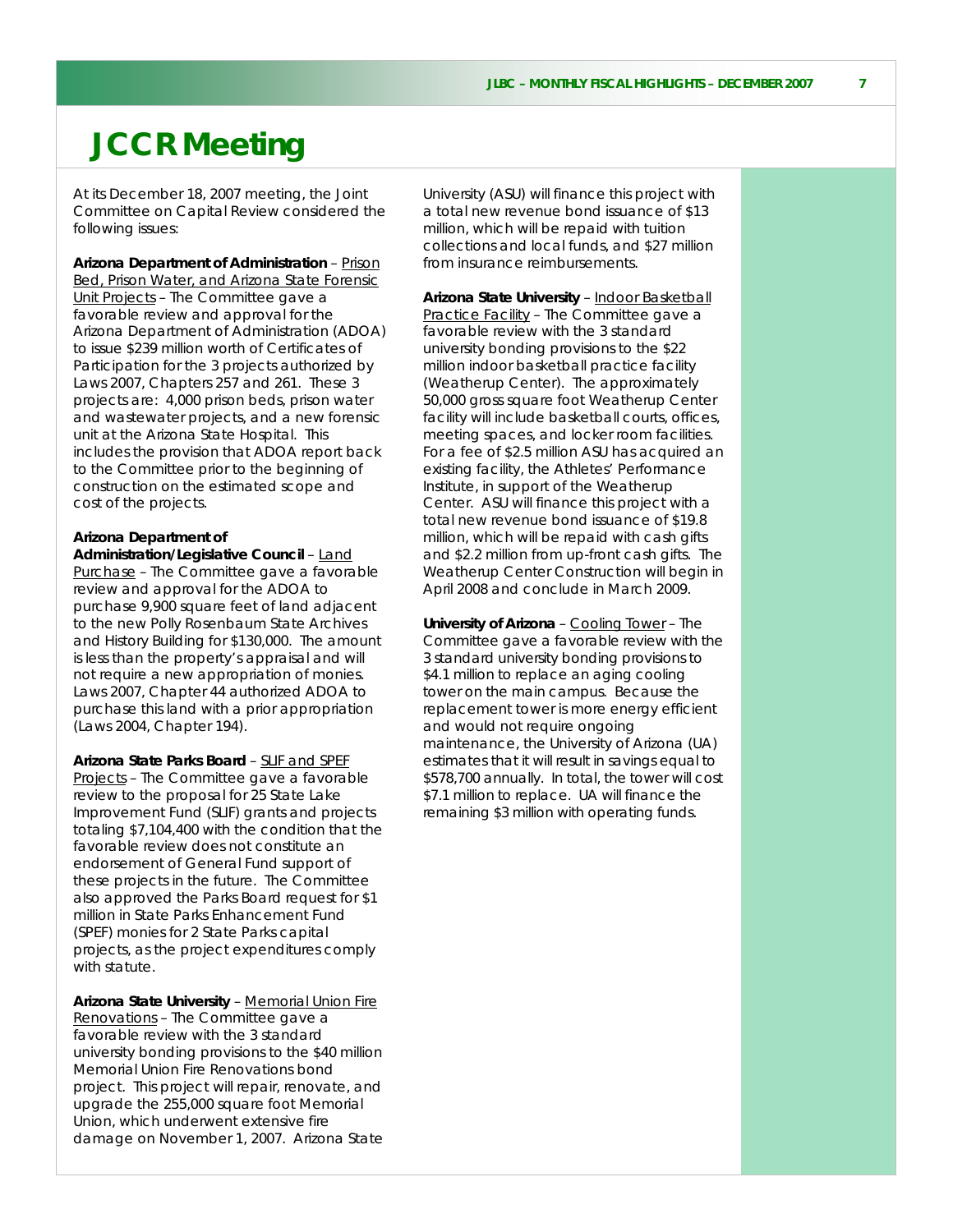# JCCR Meeting

At its December 18, 2007 meeting, the Joint Committee on Capital Review considered the following issues:

**Arizona Department of Administration** – Prison Bed, Prison Water, and Arizona State Forensic Unit Projects – The Committee gave a favorable review and approval for the Arizona Department of Administration (ADOA) to issue $239 million worth of Certificates of Participation for the 3 projects authorized by Laws 2007, Chapters 257 and 261. These 3 projects are: 4,000 prison beds, prison water and wastewater projects, and a new forensic unit at the Arizona State Hospital. This includes the provision that ADOA report back to the Committee prior to the beginning of construction on the estimated scope and cost of the projects.

**Arizona Department of Administration/Legislative Council** – Land Purchase – The Committee gave a favorable review and approval for the ADOA to purchase 9,900 square feet of land adjacent to the new Polly Rosenbaum State Archives and History Building for $130,000. The amount is less than the property's appraisal and will not require a new appropriation of monies. Laws 2007, Chapter 44 authorized ADOA to purchase this land with a prior appropriation (Laws 2004, Chapter 194).

**Arizona State Parks Board** – SLIF and SPEF Projects – The Committee gave a favorable review to the proposal for 25 State Lake Improvement Fund (SLIF) grants and projects totaling $7,104,400 with the condition that the favorable review does not constitute an endorsement of General Fund support of these projects in the future. The Committee also approved the Parks Board request for $1 million in State Parks Enhancement Fund (SPEF) monies for 2 State Parks capital projects, as the project expenditures comply with statute.

**Arizona State University** – Memorial Union Fire Renovations – The Committee gave a favorable review with the 3 standard university bonding provisions to the $40 million Memorial Union Fire Renovations bond project. This project will repair, renovate, and upgrade the 255,000 square foot Memorial Union, which underwent extensive fire damage on November 1, 2007. Arizona State University (ASU) will finance this project with a total new revenue bond issuance of $13 million, which will be repaid with tuition collections and local funds, and $27 million from insurance reimbursements.

**Arizona State University** – Indoor Basketball Practice Facility – The Committee gave a favorable review with the 3 standard university bonding provisions to the $22 million indoor basketball practice facility (Weatherup Center). The approximately 50,000 gross square foot Weatherup Center facility will include basketball courts, offices, meeting spaces, and locker room facilities. For a fee of $2.5 million ASU has acquired an existing facility, the Athletes' Performance Institute, in support of the Weatherup Center. ASU will finance this project with a total new revenue bond issuance of $19.8 million, which will be repaid with cash gifts and $2.2 million from up-front cash gifts. The Weatherup Center Construction will begin in April 2008 and conclude in March 2009.

**University of Arizona** – Cooling Tower – The Committee gave a favorable review with the 3 standard university bonding provisions to $4.1 million to replace an aging cooling tower on the main campus. Because the replacement tower is more energy efficient and would not require ongoing maintenance, the University of Arizona (UA) estimates that it will result in savings equal to $578,700 annually. In total, the tower will cost $7.1 million to replace. UA will finance the remaining $3 million with operating funds.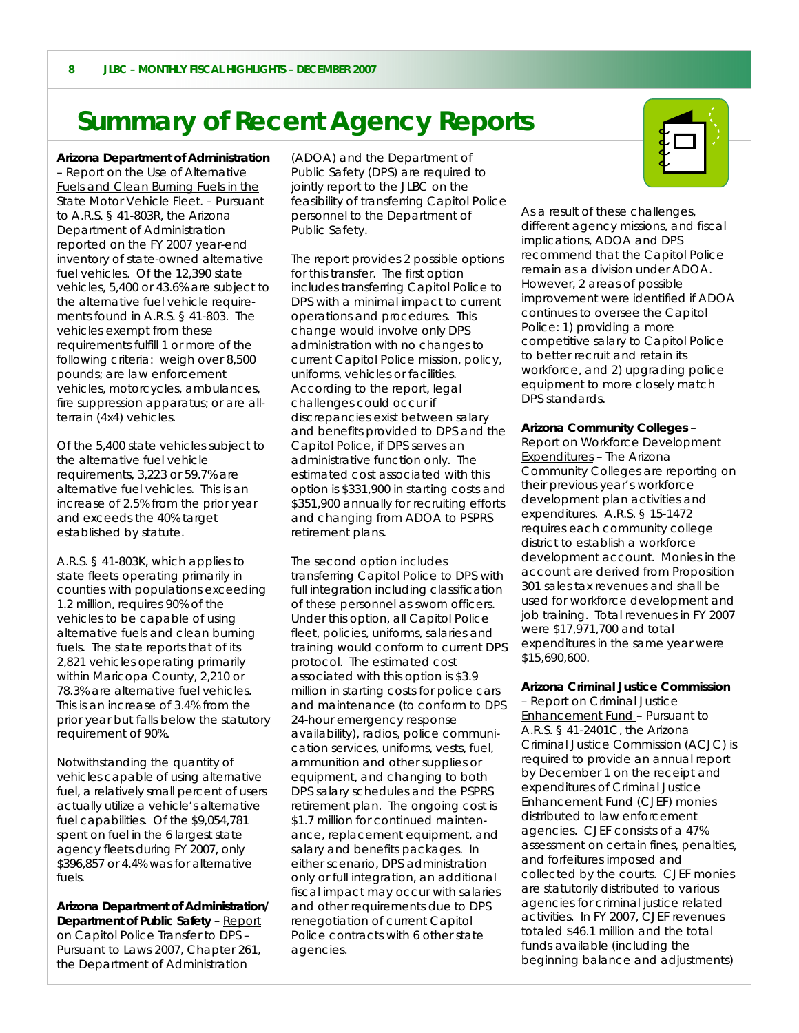# Summary of Recent Agency Reports

**Arizona Department of Administration** – Report on the Use of Alternative Fuels and Clean Burning Fuels in the State Motor Vehicle Fleet. – Pursuant to A.R.S. § 41-803R, the Arizona Department of Administration reported on the FY 2007 year-end inventory of state-owned alternative fuel vehicles. Of the 12,390 state vehicles, 5,400 or 43.6% are subject to the alternative fuel vehicle requirements found in A.R.S. § 41-803. The vehicles exempt from these requirements fulfill 1 or more of the following criteria: weigh over 8,500 pounds; are law enforcement vehicles, motorcycles, ambulances, fire suppression apparatus; or are all-terrain (4x4) vehicles.

Of the 5,400 state vehicles subject to the alternative fuel vehicle requirements, 3,223 or 59.7% are alternative fuel vehicles. This is an increase of 2.5% from the prior year and exceeds the 40% target established by statute.

A.R.S. § 41-803K, which applies to state fleets operating primarily in counties with populations exceeding 1.2 million, requires 90% of the vehicles to be capable of using alternative fuels and clean burning fuels. The state reports that of its 2,821 vehicles operating primarily within Maricopa County, 2,210 or 78.3% are alternative fuel vehicles. This is an increase of 3.4% from the prior year but falls below the statutory requirement of 90%.

Notwithstanding the quantity of vehicles capable of using alternative fuel, a relatively small percent of users actually utilize a vehicle's alternative fuel capabilities. Of the $9,054,781 spent on fuel in the 6 largest state agency fleets during FY 2007, only $396,857 or 4.4% was for alternative fuels.

**Arizona Department of Administration/ Department of Public Safety** – Report on Capitol Police Transfer to DPS – Pursuant to Laws 2007, Chapter 261, the Department of Administration (ADOA) and the Department of Public Safety (DPS) are required to jointly report to the JLBC on the feasibility of transferring Capitol Police personnel to the Department of Public Safety.

The report provides 2 possible options for this transfer. The first option includes transferring Capitol Police to DPS with a minimal impact to current operations and procedures. This change would involve only DPS administration with no changes to current Capitol Police mission, policy, uniforms, vehicles or facilities. According to the report, legal challenges could occur if discrepancies exist between salary and benefits provided to DPS and the Capitol Police, if DPS serves an administrative function only. The estimated cost associated with this option is $331,900 in starting costs and $351,900 annually for recruiting efforts and changing from ADOA to PSPRS retirement plans.

The second option includes transferring Capitol Police to DPS with full integration including classification of these personnel as sworn officers. Under this option, all Capitol Police fleet, policies, uniforms, salaries and training would conform to current DPS protocol. The estimated cost associated with this option is $3.9 million in starting costs for police cars and maintenance (to conform to DPS 24-hour emergency response availability), radios, police communication services, uniforms, vests, fuel, ammunition and other supplies or equipment, and changing to both DPS salary schedules and the PSPRS retirement plan. The ongoing cost is $1.7 million for continued maintenance, replacement equipment, and salary and benefits packages. In either scenario, DPS administration only or full integration, an additional fiscal impact may occur with salaries and other requirements due to DPS renegotiation of current Capitol Police contracts with 6 other state agencies.

As a result of these challenges, different agency missions, and fiscal implications, ADOA and DPS recommend that the Capitol Police remain as a division under ADOA. However, 2 areas of possible improvement were identified if ADOA continues to oversee the Capitol Police: 1) providing a more competitive salary to Capitol Police to better recruit and retain its workforce, and 2) upgrading police equipment to more closely match DPS standards.

**Arizona Community Colleges** – Report on Workforce Development Expenditures – The Arizona Community Colleges are reporting on their previous year's workforce development plan activities and expenditures. A.R.S. § 15-1472 requires each community college district to establish a workforce development account. Monies in the account are derived from Proposition 301 sales tax revenues and shall be used for workforce development and job training. Total revenues in FY 2007 were $17,971,700 and total expenditures in the same year were $15,690,600.

**Arizona Criminal Justice Commission** – Report on Criminal Justice Enhancement Fund – Pursuant to A.R.S. § 41-2401C, the Arizona Criminal Justice Commission (ACJC) is required to provide an annual report by December 1 on the receipt and expenditures of Criminal Justice Enhancement Fund (CJEF) monies distributed to law enforcement agencies. CJEF consists of a 47% assessment on certain fines, penalties, and forfeitures imposed and collected by the courts. CJEF monies are statutorily distributed to various agencies for criminal justice related activities. In FY 2007, CJEF revenues totaled $46.1 million and the total funds available (including the beginning balance and adjustments)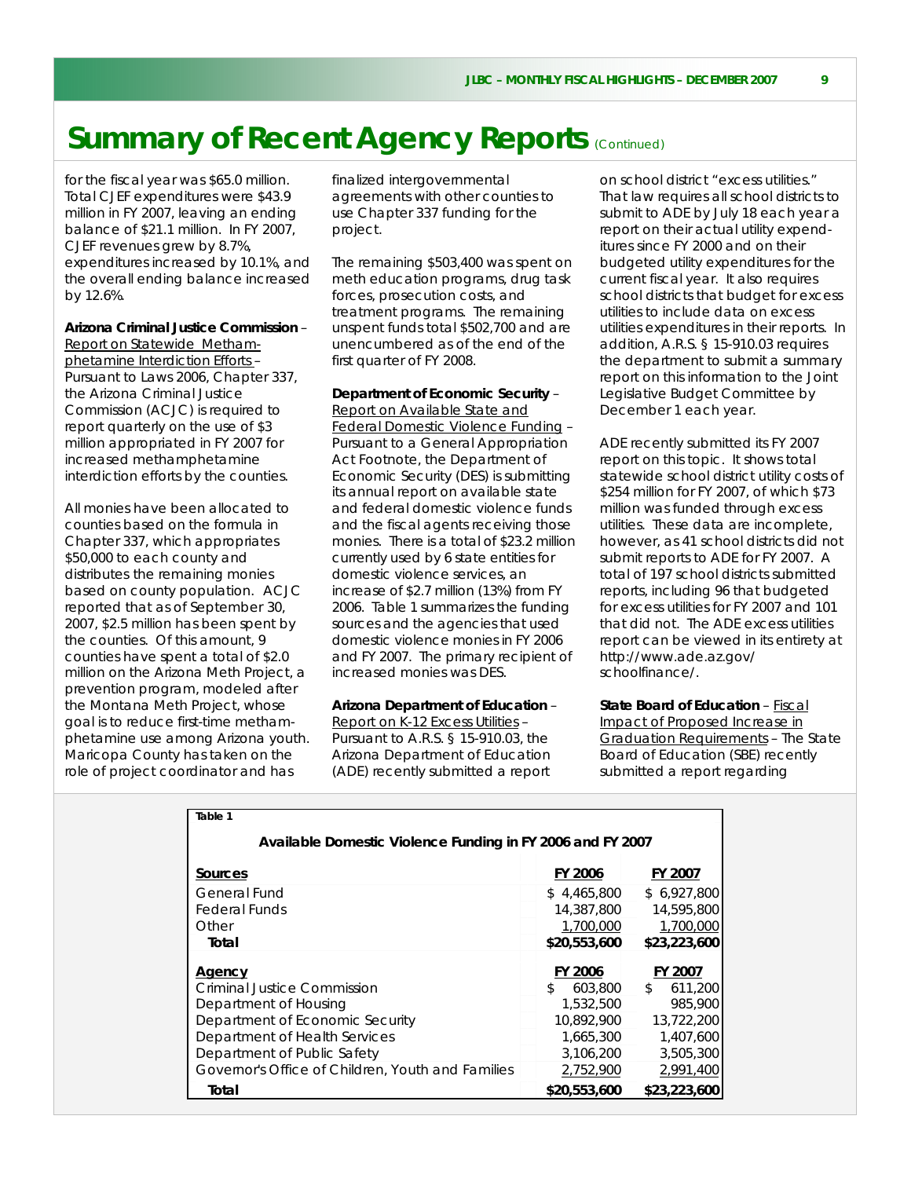# Summary of Recent Agency Reports (Continued)

for the fiscal year was $65.0 million. Total CJEF expenditures were $43.9 million in FY 2007, leaving an ending balance of $21.1 million. In FY 2007, CJEF revenues grew by 8.7%, expenditures increased by 10.1%, and the overall ending balance increased by 12.6%.

**Arizona Criminal Justice Commission** – Report on Statewide Methamphetamine Interdiction Efforts – Pursuant to Laws 2006, Chapter 337, the Arizona Criminal Justice Commission (ACJC) is required to report quarterly on the use of $3 million appropriated in FY 2007 for increased methamphetamine interdiction efforts by the counties.

All monies have been allocated to counties based on the formula in Chapter 337, which appropriates $50,000 to each county and distributes the remaining monies based on county population. ACJC reported that as of September 30, 2007, $2.5 million has been spent by the counties. Of this amount, 9 counties have spent a total of $2.0 million on the Arizona Meth Project, a prevention program, modeled after the Montana Meth Project, whose goal is to reduce first-time methamphetamine use among Arizona youth. Maricopa County has taken on the role of project coordinator and has finalized intergovernmental agreements with other counties to use Chapter 337 funding for the project.

The remaining $503,400 was spent on meth education programs, drug task forces, prosecution costs, and treatment programs. The remaining unspent funds total $502,700 and are unencumbered as of the end of the first quarter of FY 2008.

**Department of Economic Security** – Report on Available State and Federal Domestic Violence Funding – Pursuant to a General Appropriation Act Footnote, the Department of Economic Security (DES) is submitting its annual report on available state and federal domestic violence funds and the fiscal agents receiving those monies. There is a total of $23.2 million currently used by 6 state entities for domestic violence services, an increase of $2.7 million (13%) from FY 2006. Table 1 summarizes the funding sources and the agencies that used domestic violence monies in FY 2006 and FY 2007. The primary recipient of increased monies was DES.

**Arizona Department of Education** – Report on K-12 Excess Utilities – Pursuant to A.R.S. § 15-910.03, the Arizona Department of Education (ADE) recently submitted a report on school district "excess utilities." That law requires all school districts to submit to ADE by July 18 each year a report on their actual utility expenditures since FY 2000 and on their budgeted utility expenditures for the current fiscal year. It also requires school districts that budget for excess utilities to include data on excess utilities expenditures in their reports. In addition, A.R.S. § 15-910.03 requires the department to submit a summary report on this information to the Joint Legislative Budget Committee by December 1 each year.

ADE recently submitted its FY 2007 report on this topic. It shows total statewide school district utility costs of $254 million for FY 2007, of which $73 million was funded through excess utilities. These data are incomplete, however, as 41 school districts did not submit reports to ADE for FY 2007. A total of 197 school districts submitted reports, including 96 that budgeted for excess utilities for FY 2007 and 101 that did not. The ADE excess utilities report can be viewed in its entirety at http://www.ade.az.gov/schoolfinance/.

**State Board of Education** – Fiscal Impact of Proposed Increase in Graduation Requirements – The State Board of Education (SBE) recently submitted a report regarding

**Table 1**

**Available Domestic Violence Funding in FY 2006 and FY 2007**

| Sources | FY 2006 | FY 2007 |
|---|---|---|
| General Fund | $ 4,465,800 | $ 6,927,800 |
| Federal Funds | 14,387,800 | 14,595,800 |
| Other | 1,700,000 | 1,700,000 |
| **Total** | **$20,553,600** | **$23,223,600** |
| **Agency** | **FY 2006** | **FY 2007** |
| Criminal Justice Commission | $ 603,800 | $ 611,200 |
| Department of Housing | 1,532,500 | 985,900 |
| Department of Economic Security | 10,892,900 | 13,722,200 |
| Department of Health Services | 1,665,300 | 1,407,600 |
| Department of Public Safety | 3,106,200 | 3,505,300 |
| Governor's Office of Children, Youth and Families | 2,752,900 | 2,991,400 |
| **Total** | **$20,553,600** | **$23,223,600** |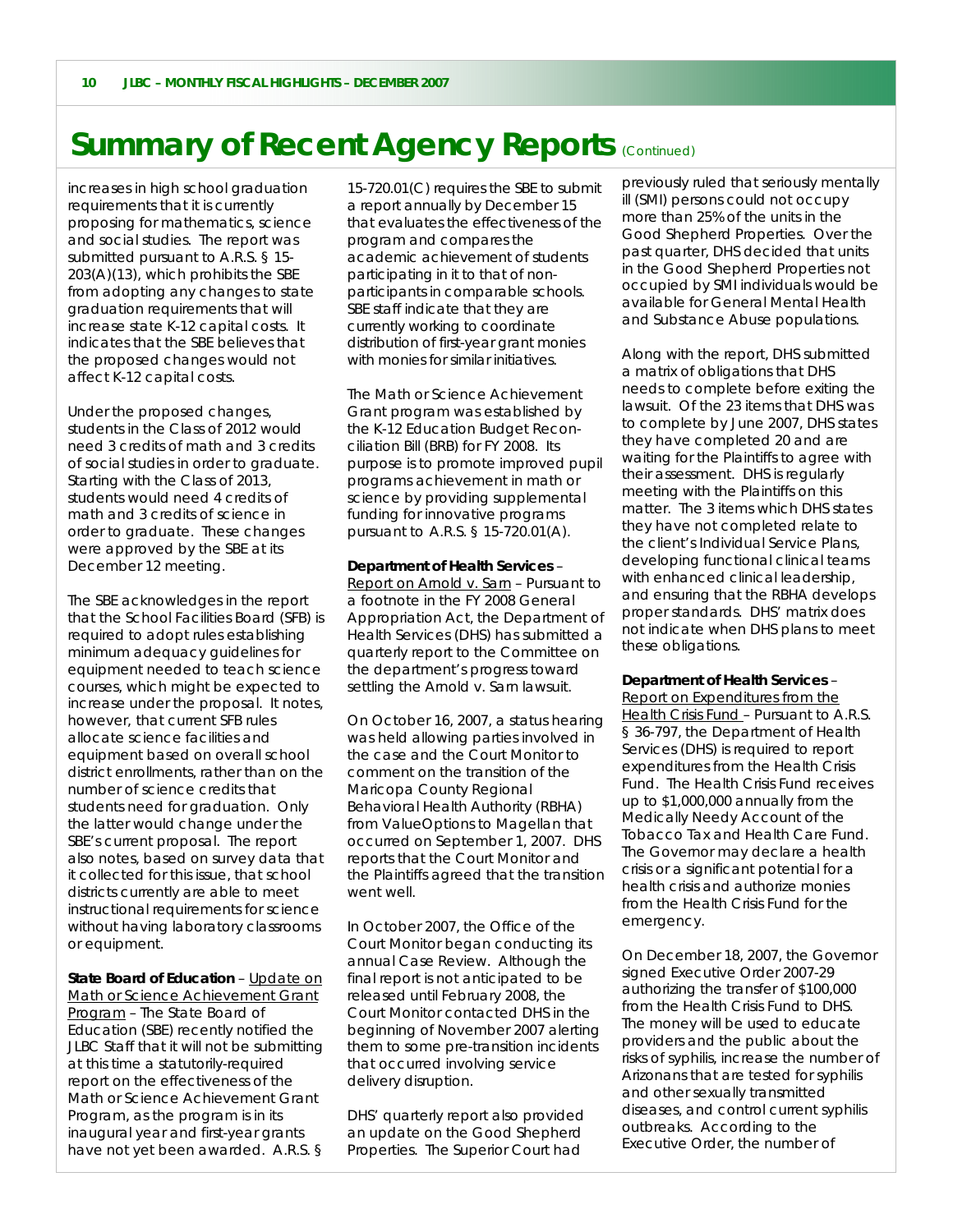# Summary of Recent Agency Reports (Continued)

increases in high school graduation requirements that it is currently proposing for mathematics, science and social studies. The report was submitted pursuant to A.R.S. § 15-203(A)(13), which prohibits the SBE from adopting any changes to state graduation requirements that will increase state K-12 capital costs. It indicates that the SBE believes that the proposed changes would not affect K-12 capital costs.

Under the proposed changes, students in the Class of 2012 would need 3 credits of math and 3 credits of social studies in order to graduate. Starting with the Class of 2013, students would need 4 credits of math and 3 credits of science in order to graduate. These changes were approved by the SBE at its December 12 meeting.

The SBE acknowledges in the report that the School Facilities Board (SFB) is required to adopt rules establishing minimum adequacy guidelines for equipment needed to teach science courses, which might be expected to increase under the proposal. It notes, however, that current SFB rules allocate science facilities and equipment based on overall school district enrollments, rather than on the number of science credits that students need for graduation. Only the latter would change under the SBE's current proposal. The report also notes, based on survey data that it collected for this issue, that school districts currently are able to meet instructional requirements for science without having laboratory classrooms or equipment.

**State Board of Education** – Update on Math or Science Achievement Grant Program – The State Board of Education (SBE) recently notified the JLBC Staff that it will not be submitting at this time a statutorily-required report on the effectiveness of the Math or Science Achievement Grant Program, as the program is in its inaugural year and first-year grants have not yet been awarded. A.R.S. § 15-720.01(C) requires the SBE to submit a report annually by December 15 that evaluates the effectiveness of the program and compares the academic achievement of students participating in it to that of non-participants in comparable schools. SBE staff indicate that they are currently working to coordinate distribution of first-year grant monies with monies for similar initiatives.

The Math or Science Achievement Grant program was established by the K-12 Education Budget Reconciliation Bill (BRB) for FY 2008. Its purpose is to promote improved pupil programs achievement in math or science by providing supplemental funding for innovative programs pursuant to A.R.S. § 15-720.01(A).

**Department of Health Services** – Report on Arnold v. Sarn – Pursuant to a footnote in the FY 2008 General Appropriation Act, the Department of Health Services (DHS) has submitted a quarterly report to the Committee on the department's progress toward settling the Arnold v. Sarn lawsuit.

On October 16, 2007, a status hearing was held allowing parties involved in the case and the Court Monitor to comment on the transition of the Maricopa County Regional Behavioral Health Authority (RBHA) from ValueOptions to Magellan that occurred on September 1, 2007. DHS reports that the Court Monitor and the Plaintiffs agreed that the transition went well.

In October 2007, the Office of the Court Monitor began conducting its annual Case Review. Although the final report is not anticipated to be released until February 2008, the Court Monitor contacted DHS in the beginning of November 2007 alerting them to some pre-transition incidents that occurred involving service delivery disruption.

DHS' quarterly report also provided an update on the Good Shepherd Properties. The Superior Court had previously ruled that seriously mentally ill (SMI) persons could not occupy more than 25% of the units in the Good Shepherd Properties. Over the past quarter, DHS decided that units in the Good Shepherd Properties not occupied by SMI individuals would be available for General Mental Health and Substance Abuse populations.

Along with the report, DHS submitted a matrix of obligations that DHS needs to complete before exiting the lawsuit. Of the 23 items that DHS was to complete by June 2007, DHS states they have completed 20 and are waiting for the Plaintiffs to agree with their assessment. DHS is regularly meeting with the Plaintiffs on this matter. The 3 items which DHS states they have not completed relate to the client's Individual Service Plans, developing functional clinical teams with enhanced clinical leadership, and ensuring that the RBHA develops proper standards. DHS' matrix does not indicate when DHS plans to meet these obligations.

**Department of Health Services** – Report on Expenditures from the Health Crisis Fund – Pursuant to A.R.S. § 36-797, the Department of Health Services (DHS) is required to report expenditures from the Health Crisis Fund. The Health Crisis Fund receives up to $1,000,000 annually from the Medically Needy Account of the Tobacco Tax and Health Care Fund. The Governor may declare a health crisis or a significant potential for a health crisis and authorize monies from the Health Crisis Fund for the emergency.

On December 18, 2007, the Governor signed Executive Order 2007-29 authorizing the transfer of $100,000 from the Health Crisis Fund to DHS. The money will be used to educate providers and the public about the risks of syphilis, increase the number of Arizonans that are tested for syphilis and other sexually transmitted diseases, and control current syphilis outbreaks. According to the Executive Order, the number of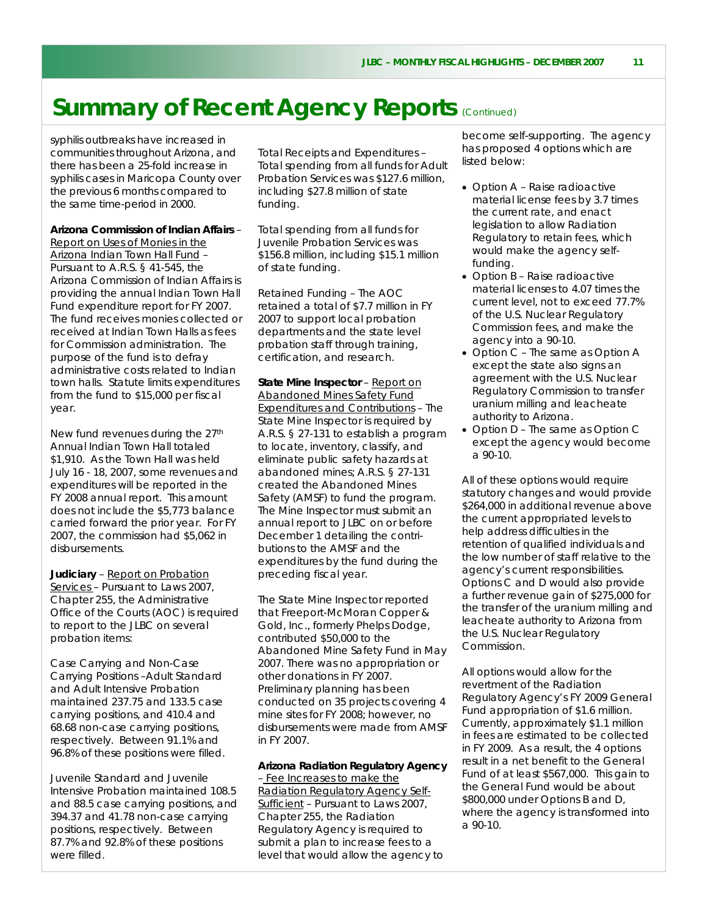# Summary of Recent Agency Reports (Continued)

syphilis outbreaks have increased in communities throughout Arizona, and there has been a 25-fold increase in syphilis cases in Maricopa County over the previous 6 months compared to the same time-period in 2000.

**Arizona Commission of Indian Affairs** – Report on Uses of Monies in the Arizona Indian Town Hall Fund – Pursuant to A.R.S. § 41-545, the Arizona Commission of Indian Affairs is providing the annual Indian Town Hall Fund expenditure report for FY 2007. The fund receives monies collected or received at Indian Town Halls as fees for Commission administration. The purpose of the fund is to defray administrative costs related to Indian town halls. Statute limits expenditures from the fund to $15,000 per fiscal year.

New fund revenues during the 27th Annual Indian Town Hall totaled $1,910. As the Town Hall was held July 16 - 18, 2007, some revenues and expenditures will be reported in the FY 2008 annual report. This amount does not include the $5,773 balance carried forward the prior year. For FY 2007, the commission had $5,062 in disbursements.

**Judiciary** – Report on Probation Services – Pursuant to Laws 2007, Chapter 255, the Administrative Office of the Courts (AOC) is required to report to the JLBC on several probation items:

Case Carrying and Non-Case Carrying Positions –Adult Standard and Adult Intensive Probation maintained 237.75 and 133.5 case carrying positions, and 410.4 and 68.68 non-case carrying positions, respectively. Between 91.1% and 96.8% of these positions were filled.

Juvenile Standard and Juvenile Intensive Probation maintained 108.5 and 88.5 case carrying positions, and 394.37 and 41.78 non-case carrying positions, respectively. Between 87.7% and 92.8% of these positions were filled.

Total Receipts and Expenditures – Total spending from all funds for Adult Probation Services was $127.6 million, including $27.8 million of state funding.

Total spending from all funds for Juvenile Probation Services was $156.8 million, including $15.1 million of state funding.

Retained Funding – The AOC retained a total of $7.7 million in FY 2007 to support local probation departments and the state level probation staff through training, certification, and research.

**State Mine Inspector** – Report on Abandoned Mines Safety Fund Expenditures and Contributions – The State Mine Inspector is required by A.R.S. § 27-131 to establish a program to locate, inventory, classify, and eliminate public safety hazards at abandoned mines; A.R.S. § 27-131 created the Abandoned Mines Safety (AMSF) to fund the program. The Mine Inspector must submit an annual report to JLBC on or before December 1 detailing the contributions to the AMSF and the expenditures by the fund during the preceding fiscal year.

The State Mine Inspector reported that Freeport-McMoran Copper & Gold, Inc., formerly Phelps Dodge, contributed $50,000 to the Abandoned Mine Safety Fund in May 2007. There was no appropriation or other donations in FY 2007. Preliminary planning has been conducted on 35 projects covering 4 mine sites for FY 2008; however, no disbursements were made from AMSF in FY 2007.

**Arizona Radiation Regulatory Agency** – Fee Increases to make the Radiation Regulatory Agency Self-Sufficient – Pursuant to Laws 2007, Chapter 255, the Radiation Regulatory Agency is required to submit a plan to increase fees to a level that would allow the agency to become self-supporting. The agency has proposed 4 options which are listed below:

- Option A – Raise radioactive material license fees by 3.7 times the current rate, and enact legislation to allow Radiation Regulatory to retain fees, which would make the agency self-funding.
- Option B – Raise radioactive material licenses to 4.07 times the current level, not to exceed 77.7% of the U.S. Nuclear Regulatory Commission fees, and make the agency into a 90-10.
- Option C – The same as Option A except the state also signs an agreement with the U.S. Nuclear Regulatory Commission to transfer uranium milling and leacheate authority to Arizona.
- Option D – The same as Option C except the agency would become a 90-10.

All of these options would require statutory changes and would provide $264,000 in additional revenue above the current appropriated levels to help address difficulties in the retention of qualified individuals and the low number of staff relative to the agency's current responsibilities. Options C and D would also provide a further revenue gain of $275,000 for the transfer of the uranium milling and leacheate authority to Arizona from the U.S. Nuclear Regulatory Commission.

All options would allow for the revertment of the Radiation Regulatory Agency's FY 2009 General Fund appropriation of $1.6 million. Currently, approximately $1.1 million in fees are estimated to be collected in FY 2009. As a result, the 4 options result in a net benefit to the General Fund of at least $567,000. This gain to the General Fund would be about $800,000 under Options B and D, where the agency is transformed into a 90-10.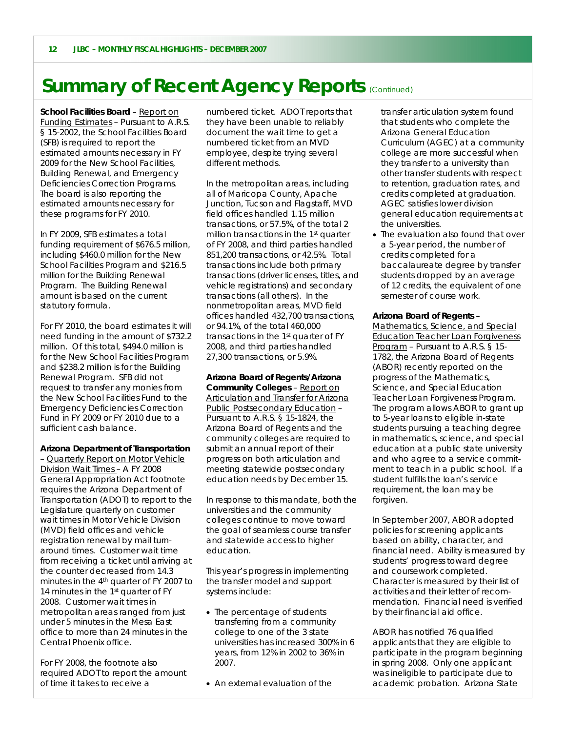# Summary of Recent Agency Reports (Continued)

**School Facilities Board** – Report on Funding Estimates – Pursuant to A.R.S. § 15-2002, the School Facilities Board (SFB) is required to report the estimated amounts necessary in FY 2009 for the New School Facilities, Building Renewal, and Emergency Deficiencies Correction Programs. The board is also reporting the estimated amounts necessary for these programs for FY 2010.

In FY 2009, SFB estimates a total funding requirement of $676.5 million, including $460.0 million for the New School Facilities Program and $216.5 million for the Building Renewal Program. The Building Renewal amount is based on the current statutory formula.

For FY 2010, the board estimates it will need funding in the amount of $732.2 million. Of this total, $494.0 million is for the New School Facilities Program and $238.2 million is for the Building Renewal Program. SFB did not request to transfer any monies from the New School Facilities Fund to the Emergency Deficiencies Correction Fund in FY 2009 or FY 2010 due to a sufficient cash balance.

**Arizona Department of Transportation** – Quarterly Report on Motor Vehicle Division Wait Times – A FY 2008 General Appropriation Act footnote requires the Arizona Department of Transportation (ADOT) to report to the Legislature quarterly on customer wait times in Motor Vehicle Division (MVD) field offices and vehicle registration renewal by mail turnaround times. Customer wait time from receiving a ticket until arriving at the counter decreased from 14.3 minutes in the 4th quarter of FY 2007 to 14 minutes in the 1st quarter of FY 2008. Customer wait times in metropolitan areas ranged from just under 5 minutes in the Mesa East office to more than 24 minutes in the Central Phoenix office.

For FY 2008, the footnote also required ADOT to report the amount of time it takes to receive a numbered ticket. ADOT reports that they have been unable to reliably document the wait time to get a numbered ticket from an MVD employee, despite trying several different methods.

In the metropolitan areas, including all of Maricopa County, Apache Junction, Tucson and Flagstaff, MVD field offices handled 1.15 million transactions, or 57.5%, of the total 2 million transactions in the 1st quarter of FY 2008, and third parties handled 851,200 transactions, or 42.5%. Total transactions include both primary transactions (driver licenses, titles, and vehicle registrations) and secondary transactions (all others). In the nonmetropolitan areas, MVD field offices handled 432,700 transactions, or 94.1%, of the total 460,000 transactions in the 1st quarter of FY 2008, and third parties handled 27,300 transactions, or 5.9%.

**Arizona Board of Regents/Arizona Community Colleges** – Report on Articulation and Transfer for Arizona Public Postsecondary Education – Pursuant to A.R.S. § 15-1824, the Arizona Board of Regents and the community colleges are required to submit an annual report of their progress on both articulation and meeting statewide postsecondary education needs by December 15.

In response to this mandate, both the universities and the community colleges continue to move toward the goal of seamless course transfer and statewide access to higher education.

This year's progress in implementing the transfer model and support systems include:

- The percentage of students transferring from a community college to one of the 3 state universities has increased 300% in 6 years, from 12% in 2002 to 36% in 2007.
- An external evaluation of the transfer articulation system found that students who complete the Arizona General Education Curriculum (AGEC) at a community college are more successful when they transfer to a university than other transfer students with respect to retention, graduation rates, and credits completed at graduation. AGEC satisfies lower division general education requirements at the universities.
- The evaluation also found that over a 5-year period, the number of credits completed for a baccalaureate degree by transfer students dropped by an average of 12 credits, the equivalent of one semester of course work.

**Arizona Board of Regents** – Mathematics, Science, and Special Education Teacher Loan Forgiveness Program – Pursuant to A.R.S. § 15-1782, the Arizona Board of Regents (ABOR) recently reported on the progress of the Mathematics, Science, and Special Education Teacher Loan Forgiveness Program. The program allows ABOR to grant up to 5-year loans to eligible in-state students pursuing a teaching degree in mathematics, science, and special education at a public state university and who agree to a service commitment to teach in a public school. If a student fulfills the loan's service requirement, the loan may be forgiven.

In September 2007, ABOR adopted policies for screening applicants based on ability, character, and financial need. Ability is measured by students' progress toward degree and coursework completed. Character is measured by their list of activities and their letter of recommendation. Financial need is verified by their financial aid office.

ABOR has notified 76 qualified applicants that they are eligible to participate in the program beginning in spring 2008. Only one applicant was ineligible to participate due to academic probation. Arizona State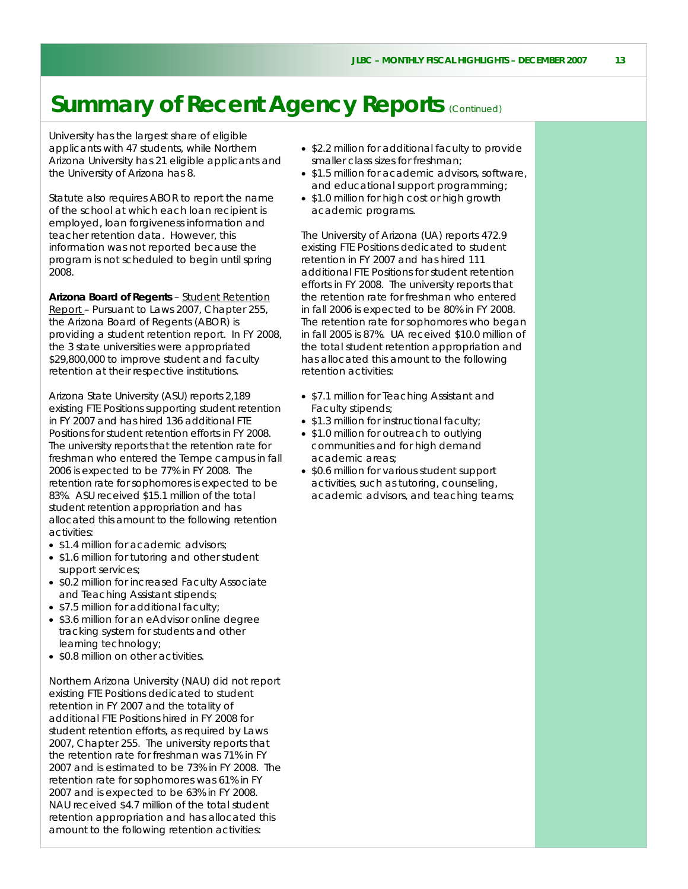# Summary of Recent Agency Reports *(Continued)*

University has the largest share of eligible applicants with 47 students, while Northern Arizona University has 21 eligible applicants and the University of Arizona has 8.

Statute also requires ABOR to report the name of the school at which each loan recipient is employed, loan forgiveness information and teacher retention data. However, this information was not reported because the program is not scheduled to begin until spring 2008.

**Arizona Board of Regents** – Student Retention Report – Pursuant to Laws 2007, Chapter 255, the Arizona Board of Regents (ABOR) is providing a student retention report. In FY 2008, the 3 state universities were appropriated $29,800,000 to improve student and faculty retention at their respective institutions.

Arizona State University (ASU) reports 2,189 existing FTE Positions supporting student retention in FY 2007 and has hired 136 additional FTE Positions for student retention efforts in FY 2008. The university reports that the retention rate for freshman who entered the Tempe campus in fall 2006 is expected to be 77% in FY 2008. The retention rate for sophomores is expected to be 83%. ASU received $15.1 million of the total student retention appropriation and has allocated this amount to the following retention activities:

- $1.4 million for academic advisors;
- $1.6 million for tutoring and other student support services;
- $0.2 million for increased Faculty Associate and Teaching Assistant stipends;
- $7.5 million for additional faculty;
- $3.6 million for an eAdvisor online degree tracking system for students and other learning technology;
- $0.8 million on other activities.

Northern Arizona University (NAU) did not report existing FTE Positions dedicated to student retention in FY 2007 and the totality of additional FTE Positions hired in FY 2008 for student retention efforts, as required by Laws 2007, Chapter 255. The university reports that the retention rate for freshman was 71% in FY 2007 and is estimated to be 73% in FY 2008. The retention rate for sophomores was 61% in FY 2007 and is expected to be 63% in FY 2008. NAU received $4.7 million of the total student retention appropriation and has allocated this amount to the following retention activities:

- $2.2 million for additional faculty to provide smaller class sizes for freshman;
- $1.5 million for academic advisors, software, and educational support programming;
- $1.0 million for high cost or high growth academic programs.

The University of Arizona (UA) reports 472.9 existing FTE Positions dedicated to student retention in FY 2007 and has hired 111 additional FTE Positions for student retention efforts in FY 2008. The university reports that the retention rate for freshman who entered in fall 2006 is expected to be 80% in FY 2008. The retention rate for sophomores who began in fall 2005 is 87%. UA received $10.0 million of the total student retention appropriation and has allocated this amount to the following retention activities:

- $7.1 million for Teaching Assistant and Faculty stipends;
- $1.3 million for instructional faculty;
- $1.0 million for outreach to outlying communities and for high demand academic areas;
- $0.6 million for various student support activities, such as tutoring, counseling, academic advisors, and teaching teams;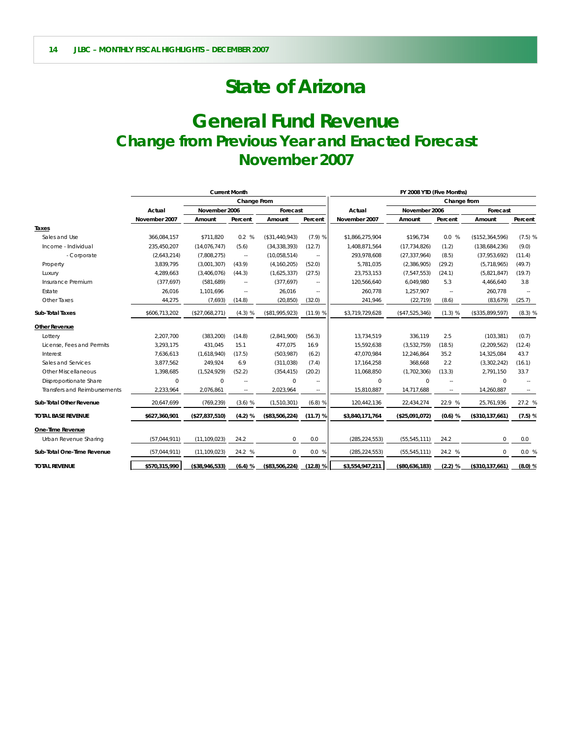# State of Arizona

# General Fund Revenue

## Change from Previous Year and Enacted Forecast

## November 2007

| | Current Month | | | | | FY 2008 YTD (Five Months) | | | | |
|---|---|---|---|---|---|---|---|---|---|---|
| | | Change From | | | | | Change from | | | |
| | Actual | November 2006 | | Forecast | | Actual | November 2006 | | Forecast | |
| | November 2007 | Amount | Percent | Amount | Percent | November 2007 | Amount | Percent | Amount | Percent |
| **Taxes** | | | | | | | | | | |
| Sales and Use | 366,084,157 | $711,820 | 0.2 % | ($31,440,943) | (7.9) % | $1,866,275,904 | $196,734 | 0.0 % | ($152,364,596) | (7.5) % |
| Income - Individual | 235,450,207 | (14,076,747) | (5.6) | (34,338,393) | (12.7) | 1,408,871,564 | (17,734,826) | (1.2) | (138,684,236) | (9.0) |
| - Corporate | (2,643,214) | (7,808,275) | -- | (10,058,514) | -- | 293,978,608 | (27,337,964) | (8.5) | (37,953,692) | (11.4) |
| Property | 3,839,795 | (3,001,307) | (43.9) | (4,160,205) | (52.0) | 5,781,035 | (2,386,905) | (29.2) | (5,718,965) | (49.7) |
| Luxury | 4,289,663 | (3,406,076) | (44.3) | (1,625,337) | (27.5) | 23,753,153 | (7,547,553) | (24.1) | (5,821,847) | (19.7) |
| Insurance Premium | (377,697) | (581,689) | -- | (377,697) | -- | 120,566,640 | 6,049,980 | 5.3 | 4,466,640 | 3.8 |
| Estate | 26,016 | 1,101,696 | -- | 26,016 | -- | 260,778 | 1,257,907 | -- | 260,778 | -- |
| Other Taxes | 44,275 | (7,693) | (14.8) | (20,850) | (32.0) | 241,946 | (22,719) | (8.6) | (83,679) | (25.7) |
| **Sub-Total Taxes** | $606,713,202 | ($27,068,271) | (4.3) % | ($81,995,923) | (11.9) % | $3,719,729,628 | ($47,525,346) | (1.3) % | ($335,899,597) | (8.3) % |
| **Other Revenue** | | | | | | | | | | |
| Lottery | 2,207,700 | (383,200) | (14.8) | (2,841,900) | (56.3) | 13,734,519 | 336,119 | 2.5 | (103,381) | (0.7) |
| License, Fees and Permits | 3,293,175 | 431,045 | 15.1 | 477,075 | 16.9 | 15,592,638 | (3,532,759) | (18.5) | (2,209,562) | (12.4) |
| Interest | 7,636,613 | (1,618,940) | (17.5) | (503,987) | (6.2) | 47,070,984 | 12,246,864 | 35.2 | 14,325,084 | 43.7 |
| Sales and Services | 3,877,562 | 249,924 | 6.9 | (311,038) | (7.4) | 17,164,258 | 368,668 | 2.2 | (3,302,242) | (16.1) |
| Other Miscellaneous | 1,398,685 | (1,524,929) | (52.2) | (354,415) | (20.2) | 11,068,850 | (1,702,306) | (13.3) | 2,791,150 | 33.7 |
| Disproportionate Share | 0 | 0 | -- | 0 | -- | 0 | 0 | -- | 0 | -- |
| Transfers and Reimbursements | 2,233,964 | 2,076,861 | -- | 2,023,964 | -- | 15,810,887 | 14,717,688 | -- | 14,260,887 | -- |
| **Sub-Total Other Revenue** | 20,647,699 | (769,239) | (3.6) % | (1,510,301) | (6.8) % | 120,442,136 | 22,434,274 | 22.9 % | 25,761,936 | 27.2 % |
| **TOTAL BASE REVENUE** | **$627,360,901** | **($27,837,510)** | **(4.2) %** | **($83,506,224)** | **(11.7) %** | **$3,840,171,764** | **($25,091,072)** | **(0.6) %** | **($310,137,661)** | **(7.5) %** |
| **One-Time Revenue** | | | | | | | | | | |
| Urban Revenue Sharing | (57,044,911) | (11,109,023) | 24.2 | 0 | 0.0 | (285,224,553) | (55,545,111) | 24.2 | 0 | 0.0 |
| **Sub-Total One-Time Revenue** | (57,044,911) | (11,109,023) | 24.2 % | 0 | 0.0 % | (285,224,553) | (55,545,111) | 24.2 % | 0 | 0.0 % |
| **TOTAL REVENUE** | **$570,315,990** | **($38,946,533)** | **(6.4) %** | **($83,506,224)** | **(12.8) %** | **$3,554,947,211** | **($80,636,183)** | **(2.2) %** | **($310,137,661)** | **(8.0) %** |